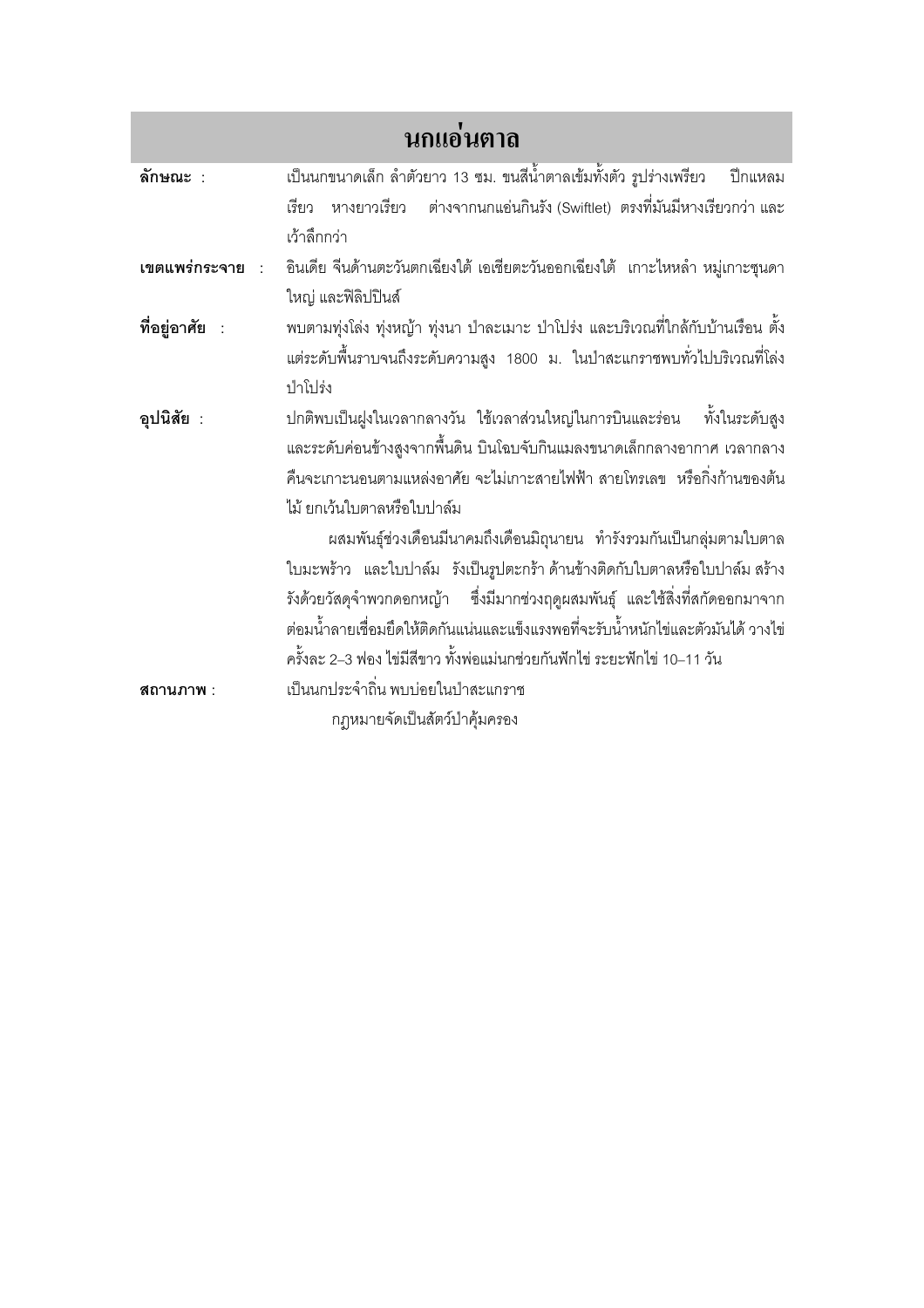# นกแอ่นตาล

**ลักษณะ :** เป็นนกขนาดเล็ก ลำตัวยาว 13 ซม. ขนสีน้ำตาลเข้มทั้งตัว รูปร่างเพรียว ปีกแหลมเรียว หางยาวเรียว ต่างจากนกแอ่นกินรัง (Swiftlet) ตรงที่มันมีหางเรียวกว่า และเว้าลึกกว่า

**เขตแพร่กระจาย :** อินเดีย จีนด้านตะวันตกเฉียงใต้ เอเชียตะวันออกเฉียงใต้ เกาะไหหลำ หมู่เกาะซุนดาใหญ่ และฟิลิปปินส์

**ที่อยู่อาศัย :** พบตามทุ่งโล่ง ทุ่งหญ้า ทุ่งนา ป่าละเมาะ ป่าโปร่ง และบริเวณที่ใกล้กับบ้านเรือน ตั้งแต่ระดับพื้นราบจนถึงระดับความสูง 1800 ม. ในป่าสะแกราชพบทั่วไปบริเวณที่โล่งป่าโปร่ง

**อุปนิสัย :** ปกติพบเป็นฝูงในเวลากลางวัน ใช้เวลาส่วนใหญ่ในการบินและร่อน ทั้งในระดับสูงและระดับค่อนข้างสูงจากพื้นดิน บินโฉบจับกินแมลงขนาดเล็กกลางอากาศ เวลากลางคืนจะเกาะนอนตามแหล่งอาศัย จะไม่เกาะสายไฟฟ้า สายโทรเลข หรือกิ่งก้านของต้นไม้ ยกเว้นใบตาลหรือใบปาล์ม

ผสมพันธุ์ช่วงเดือนมีนาคมถึงเดือนมิถุนายน ทำรังรวมกันเป็นกลุ่มตามใบตาล ใบมะพร้าว และใบปาล์ม รังเป็นรูปตะกร้า ด้านข้างติดกับใบตาลหรือใบปาล์ม สร้างรังด้วยวัสดุจำพวกดอกหญ้า ซึ่งมีมากช่วงฤดูผสมพันธุ์ และใช้สิ่งที่สกัดออกมาจากต่อมน้ำลายเชื่อมยึดให้ติดกันแน่นและแข็งแรงพอที่จะรับน้ำหนักไข่และตัวมันได้ วางไข่ครั้งละ 2–3 ฟอง ไข่มีสีขาว ทั้งพ่อแม่นกช่วยกันฟักไข่ ระยะฟักไข่ 10–11 วัน

**สถานภาพ :** เป็นนกประจำถิ่น พบบ่อยในป่าสะแกราช

กฎหมายจัดเป็นสัตว์ป่าคุ้มครอง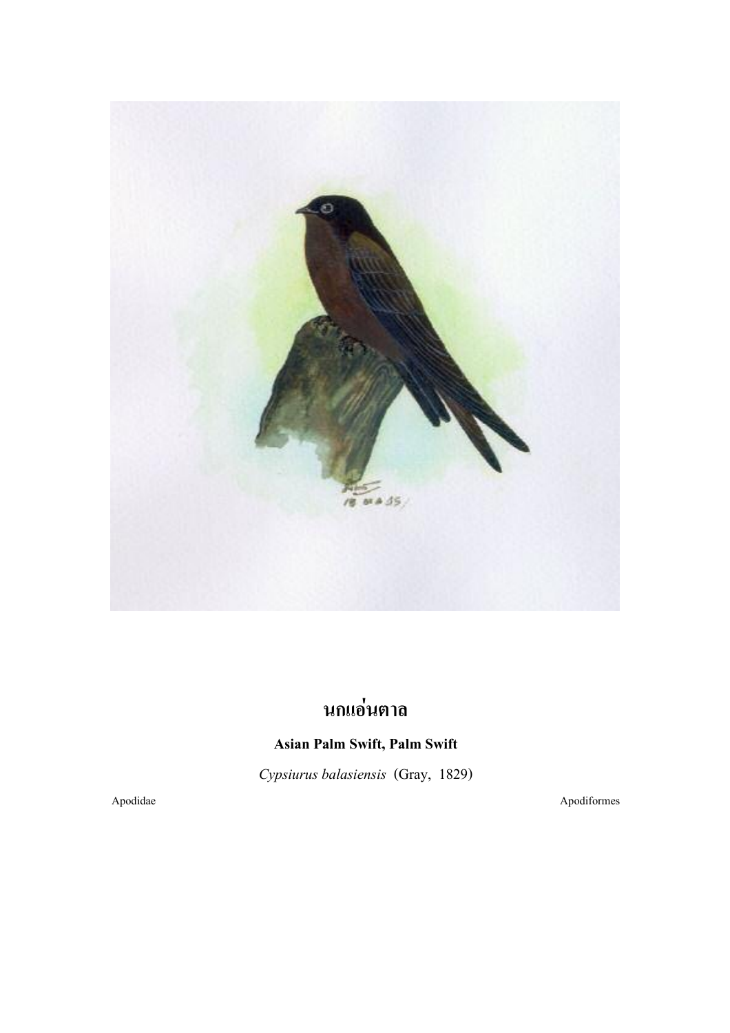# นกแอ่นตาล

**Asian Palm Swift, Palm Swift**

*Cypsiurus balasiensis* (Gray, 1829)

Apodidae

Apodiformes